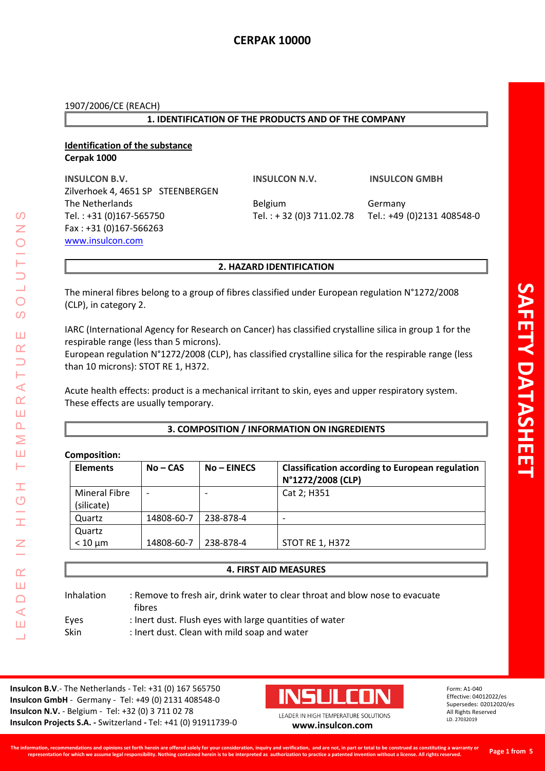# CERPAK 10000

1907/2006/CE (REACH)

## 1. IDENTIFICATION OF THE PRODUCTS AND OF THE COMPANY

**Identification of the substance**
**Cerpak 1000**

**INSULCON B.V.**
Zilverhoek 4, 4651 SP STEENBERGEN
The Netherlands
Tel. : +31 (0)167-565750
Fax : +31 (0)167-566263
www.insulcon.com

**INSULCON N.V.**
Belgium
Tel. : + 32 (0)3 711.02.78

**INSULCON GMBH**
Germany
Tel.: +49 (0)2131 408548-0

## 2. HAZARD IDENTIFICATION

The mineral fibres belong to a group of fibres classified under European regulation N°1272/2008 (CLP), in category 2.

IARC (International Agency for Research on Cancer) has classified crystalline silica in group 1 for the respirable range (less than 5 microns).
European regulation N°1272/2008 (CLP), has classified crystalline silica for the respirable range (less than 10 microns): STOT RE 1, H372.

Acute health effects: product is a mechanical irritant to skin, eyes and upper respiratory system. These effects are usually temporary.

## 3. COMPOSITION / INFORMATION ON INGREDIENTS

**Composition:**

| Elements | No – CAS | No – EINECS | Classification according to European regulation N°1272/2008 (CLP) |
|---|---|---|---|
| Mineral Fibre (silicate) | - | - | Cat 2; H351 |
| Quartz | 14808-60-7 | 238-878-4 | - |
| Quartz < 10 µm | 14808-60-7 | 238-878-4 | STOT RE 1, H372 |

## 4. FIRST AID MEASURES

Inhalation : Remove to fresh air, drink water to clear throat and blow nose to evacuate fibres
Eyes : Inert dust. Flush eyes with large quantities of water
Skin : Inert dust. Clean with mild soap and water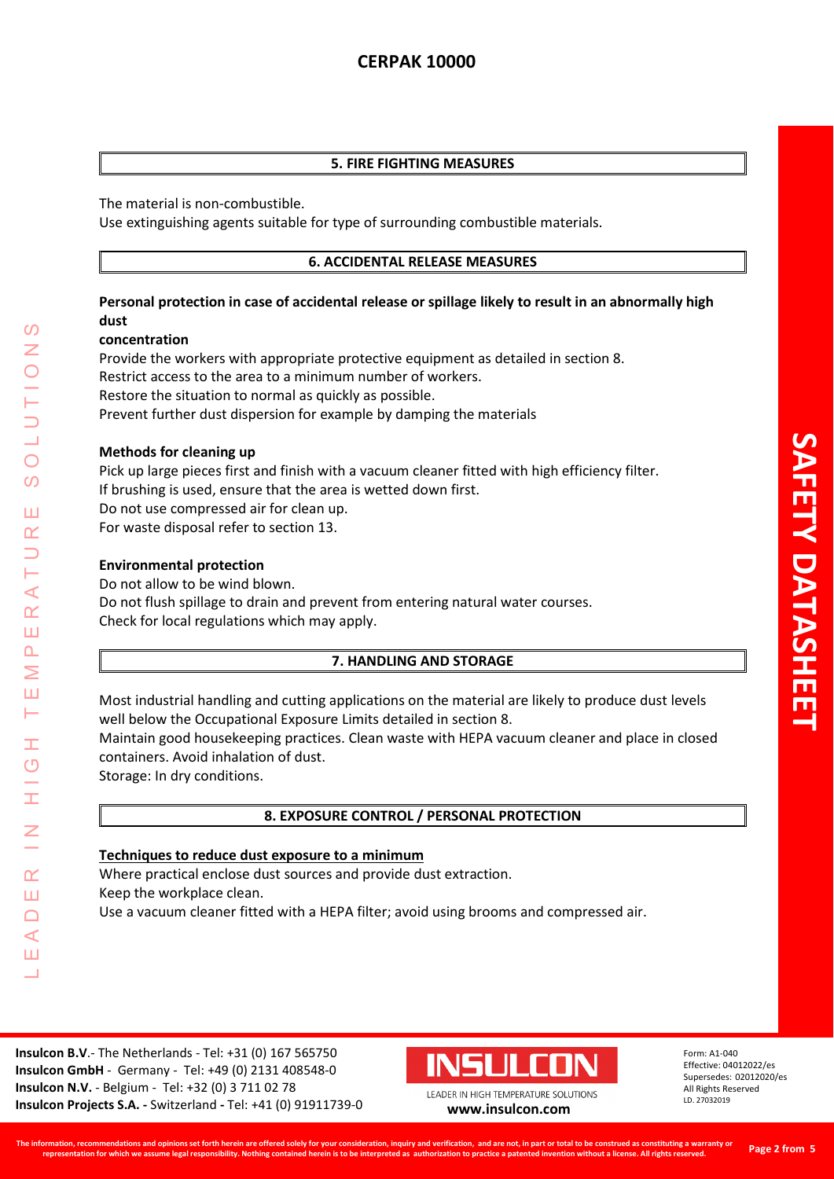## 5. FIRE FIGHTING MEASURES

The material is non-combustible.
Use extinguishing agents suitable for type of surrounding combustible materials.

## 6. ACCIDENTAL RELEASE MEASURES

**Personal protection in case of accidental release or spillage likely to result in an abnormally high dust concentration**

Provide the workers with appropriate protective equipment as detailed in section 8.
Restrict access to the area to a minimum number of workers.
Restore the situation to normal as quickly as possible.
Prevent further dust dispersion for example by damping the materials

**Methods for cleaning up**

Pick up large pieces first and finish with a vacuum cleaner fitted with high efficiency filter.
If brushing is used, ensure that the area is wetted down first.
Do not use compressed air for clean up.
For waste disposal refer to section 13.

**Environmental protection**

Do not allow to be wind blown.
Do not flush spillage to drain and prevent from entering natural water courses.
Check for local regulations which may apply.

## 7. HANDLING AND STORAGE

Most industrial handling and cutting applications on the material are likely to produce dust levels well below the Occupational Exposure Limits detailed in section 8.
Maintain good housekeeping practices. Clean waste with HEPA vacuum cleaner and place in closed containers. Avoid inhalation of dust.
Storage: In dry conditions.

## 8. EXPOSURE CONTROL / PERSONAL PROTECTION

**Techniques to reduce dust exposure to a minimum**

Where practical enclose dust sources and provide dust extraction.
Keep the workplace clean.
Use a vacuum cleaner fitted with a HEPA filter; avoid using brooms and compressed air.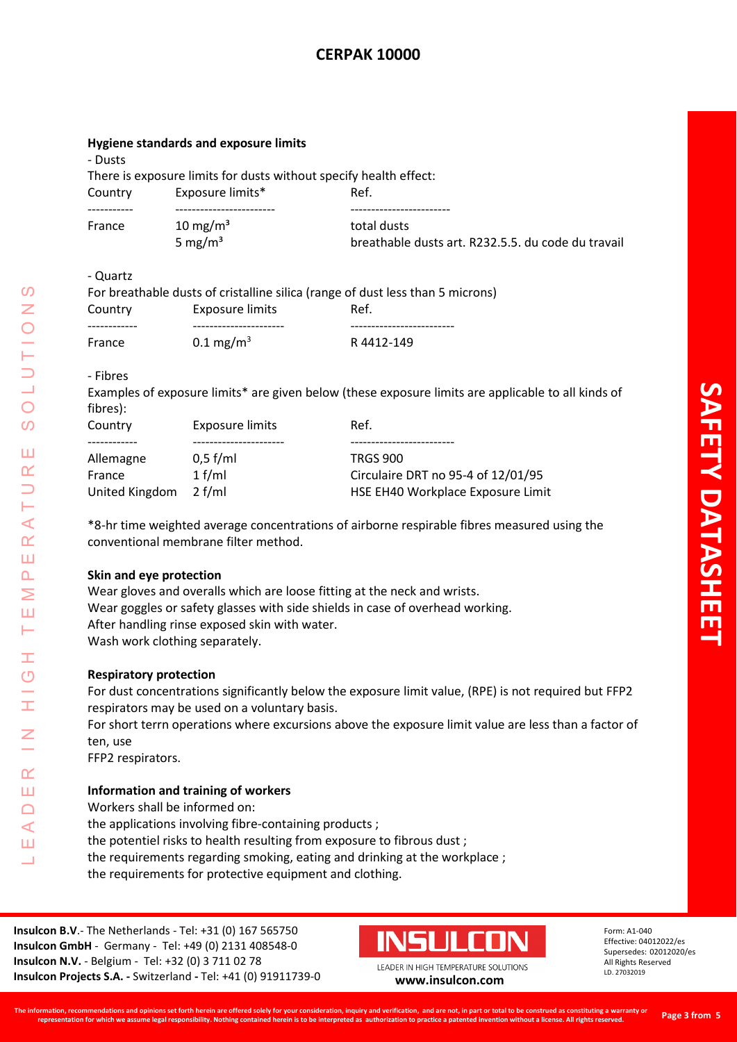**Hygiene standards and exposure limits**

- Dusts

There is exposure limits for dusts without specify health effect:

| Country | Exposure limits* | Ref. |
| --- | --- | --- |
| France | 10 mg/m³ | total dusts |
| | 5 mg/m³ | breathable dusts art. R232.5.5. du code du travail |

- Quartz

For breathable dusts of cristalline silica (range of dust less than 5 microns)

| Country | Exposure limits | Ref. |
| --- | --- | --- |
| France | 0.1 mg/m³ | R 4412-149 |

- Fibres

Examples of exposure limits* are given below (these exposure limits are applicable to all kinds of fibres):

| Country | Exposure limits | Ref. |
| --- | --- | --- |
| Allemagne | 0,5 f/ml | TRGS 900 |
| France | 1 f/ml | Circulaire DRT no 95-4 of 12/01/95 |
| United Kingdom | 2 f/ml | HSE EH40 Workplace Exposure Limit |

*8-hr time weighted average concentrations of airborne respirable fibres measured using the conventional membrane filter method.

**Skin and eye protection**

Wear gloves and overalls which are loose fitting at the neck and wrists.
Wear goggles or safety glasses with side shields in case of overhead working.
After handling rinse exposed skin with water.
Wash work clothing separately.

**Respiratory protection**

For dust concentrations significantly below the exposure limit value, (RPE) is not required but FFP2 respirators may be used on a voluntary basis.
For short terrn operations where excursions above the exposure limit value are less than a factor of ten, use
FFP2 respirators.

**Information and training of workers**

Workers shall be informed on:
the applications involving fibre-containing products ;
the potentiel risks to health resulting from exposure to fibrous dust ;
the requirements regarding smoking, eating and drinking at the workplace ;
the requirements for protective equipment and clothing.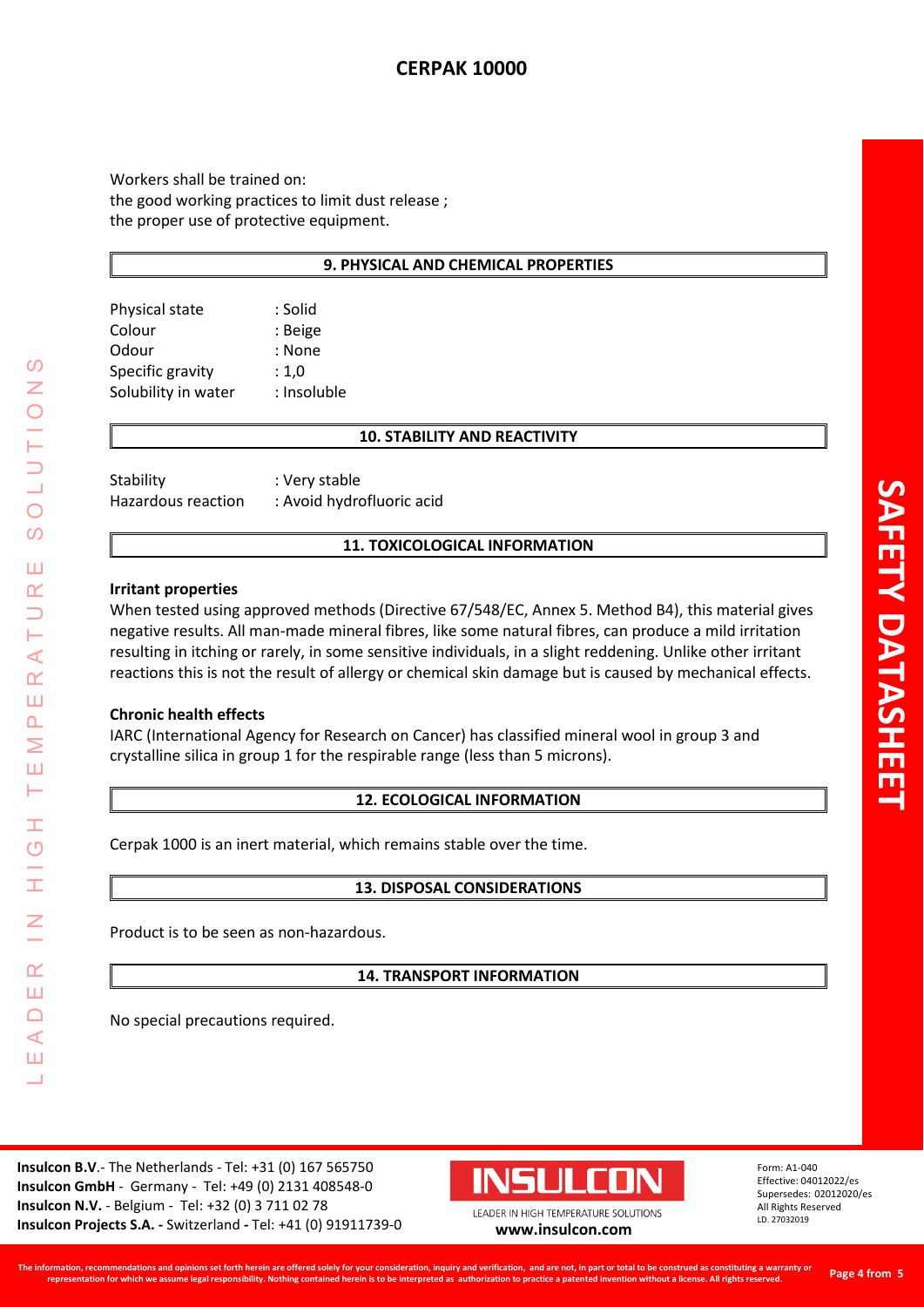Workers shall be trained on:
the good working practices to limit dust release ;
the proper use of protective equipment.

## 9. PHYSICAL AND CHEMICAL PROPERTIES

| | |
|---|---|
| Physical state | : Solid |
| Colour | : Beige |
| Odour | : None |
| Specific gravity | : 1,0 |
| Solubility in water | : Insoluble |

## 10. STABILITY AND REACTIVITY

| | |
|---|---|
| Stability | : Very stable |
| Hazardous reaction | : Avoid hydrofluoric acid |

## 11. TOXICOLOGICAL INFORMATION

**Irritant properties**

When tested using approved methods (Directive 67/548/EC, Annex 5. Method B4), this material gives negative results. All man-made mineral fibres, like some natural fibres, can produce a mild irritation resulting in itching or rarely, in some sensitive individuals, in a slight reddening. Unlike other irritant reactions this is not the result of allergy or chemical skin damage but is caused by mechanical effects.

**Chronic health effects**

IARC (International Agency for Research on Cancer) has classified mineral wool in group 3 and crystalline silica in group 1 for the respirable range (less than 5 microns).

## 12. ECOLOGICAL INFORMATION

Cerpak 1000 is an inert material, which remains stable over the time.

## 13. DISPOSAL CONSIDERATIONS

Product is to be seen as non-hazardous.

## 14. TRANSPORT INFORMATION

No special precautions required.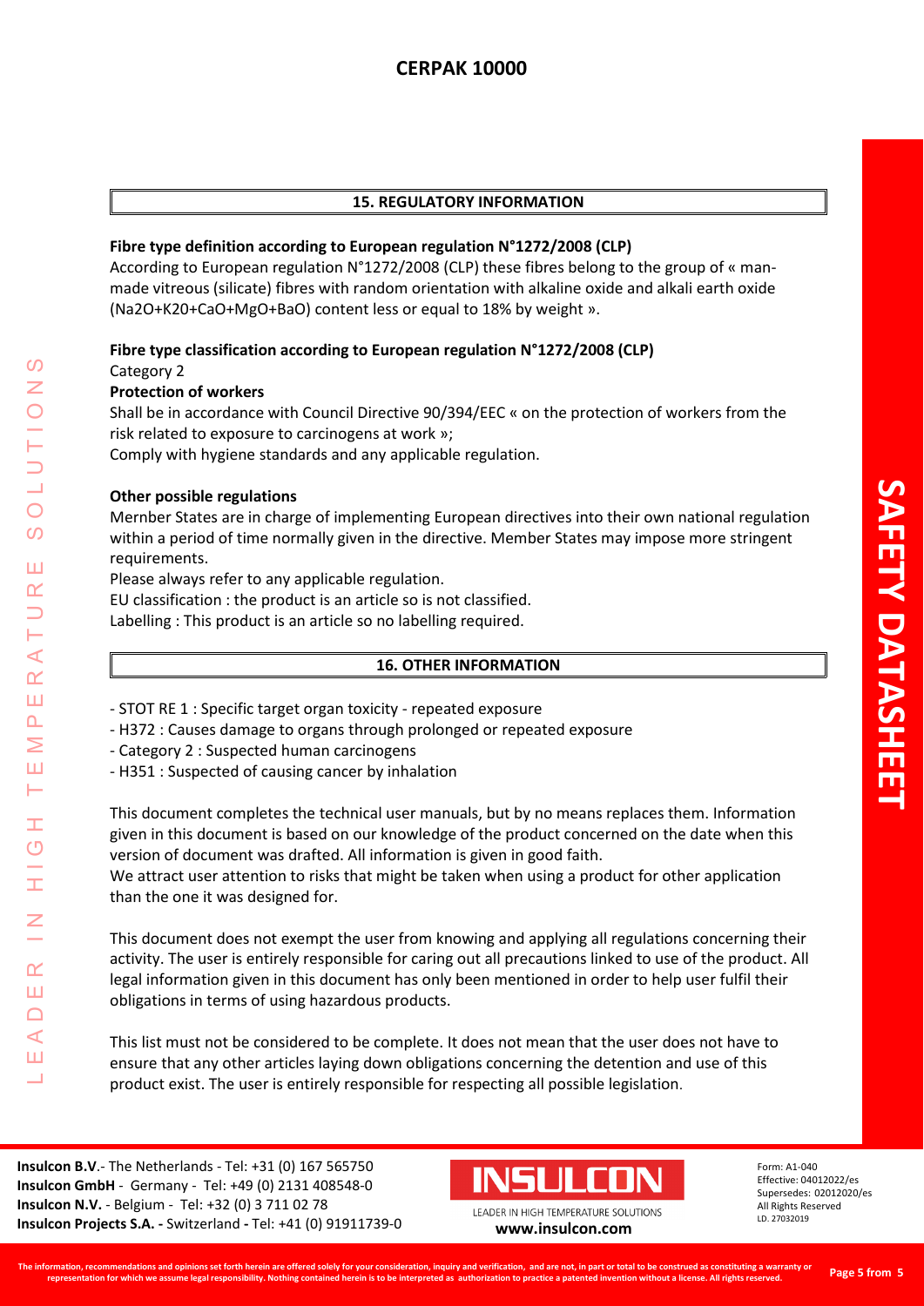## 15. REGULATORY INFORMATION

**Fibre type definition according to European regulation N°1272/2008 (CLP)**

According to European regulation N°1272/2008 (CLP) these fibres belong to the group of « man-made vitreous (silicate) fibres with random orientation with alkaline oxide and alkali earth oxide ($Na_2O+K_2O+CaO+MgO+BaO$) content less or equal to 18% by weight ».

**Fibre type classification according to European regulation N°1272/2008 (CLP)**

Category 2

**Protection of workers**

Shall be in accordance with Council Directive 90/394/EEC « on the protection of workers from the risk related to exposure to carcinogens at work »;

Comply with hygiene standards and any applicable regulation.

**Other possible regulations**

Mernber States are in charge of implementing European directives into their own national regulation within a period of time normally given in the directive. Member States may impose more stringent requirements.

Please always refer to any applicable regulation.

EU classification : the product is an article so is not classified.

Labelling : This product is an article so no labelling required.

## 16. OTHER INFORMATION

- STOT RE 1 : Specific target organ toxicity - repeated exposure
- H372 : Causes damage to organs through prolonged or repeated exposure
- Category 2 : Suspected human carcinogens
- H351 : Suspected of causing cancer by inhalation

This document completes the technical user manuals, but by no means replaces them. Information given in this document is based on our knowledge of the product concerned on the date when this version of document was drafted. All information is given in good faith.

We attract user attention to risks that might be taken when using a product for other application than the one it was designed for.

This document does not exempt the user from knowing and applying all regulations concerning their activity. The user is entirely responsible for caring out all precautions linked to use of the product. All legal information given in this document has only been mentioned in order to help user fulfil their obligations in terms of using hazardous products.

This list must not be considered to be complete. It does not mean that the user does not have to ensure that any other articles laying down obligations concerning the detention and use of this product exist. The user is entirely responsible for respecting all possible legislation.